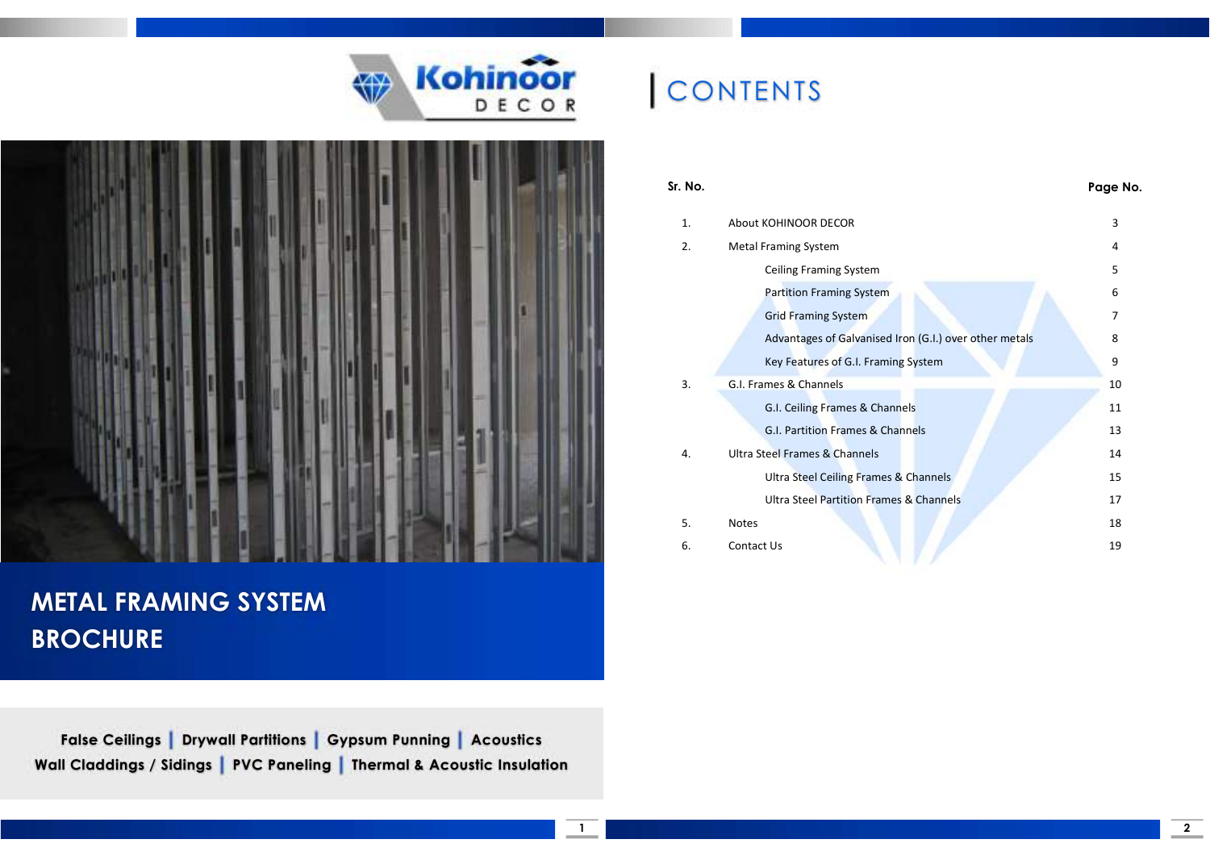Kohinoor DECOR

# METAL FRAMING SYSTEM BROCHURE

**False Ceilings | Drywall Partitions | Gypsum Punning | Acoustics**
**Wall Claddings / Sidings | PVC Paneling | Thermal & Acoustic Insulation**

# CONTENTS

| Sr. No. | | Page No. |
|---|---|---|
| 1. | About KOHINOOR DECOR | 3 |
| 2. | Metal Framing System | 4 |
| | Ceiling Framing System | 5 |
| | Partition Framing System | 6 |
| | Grid Framing System | 7 |
| | Advantages of Galvanised Iron (G.I.) over other metals | 8 |
| | Key Features of G.I. Framing System | 9 |
| 3. | G.I. Frames & Channels | 10 |
| | G.I. Ceiling Frames & Channels | 11 |
| | G.I. Partition Frames & Channels | 13 |
| 4. | Ultra Steel Frames & Channels | 14 |
| | Ultra Steel Ceiling Frames & Channels | 15 |
| | Ultra Steel Partition Frames & Channels | 17 |
| 5. | Notes | 18 |
| 6. | Contact Us | 19 |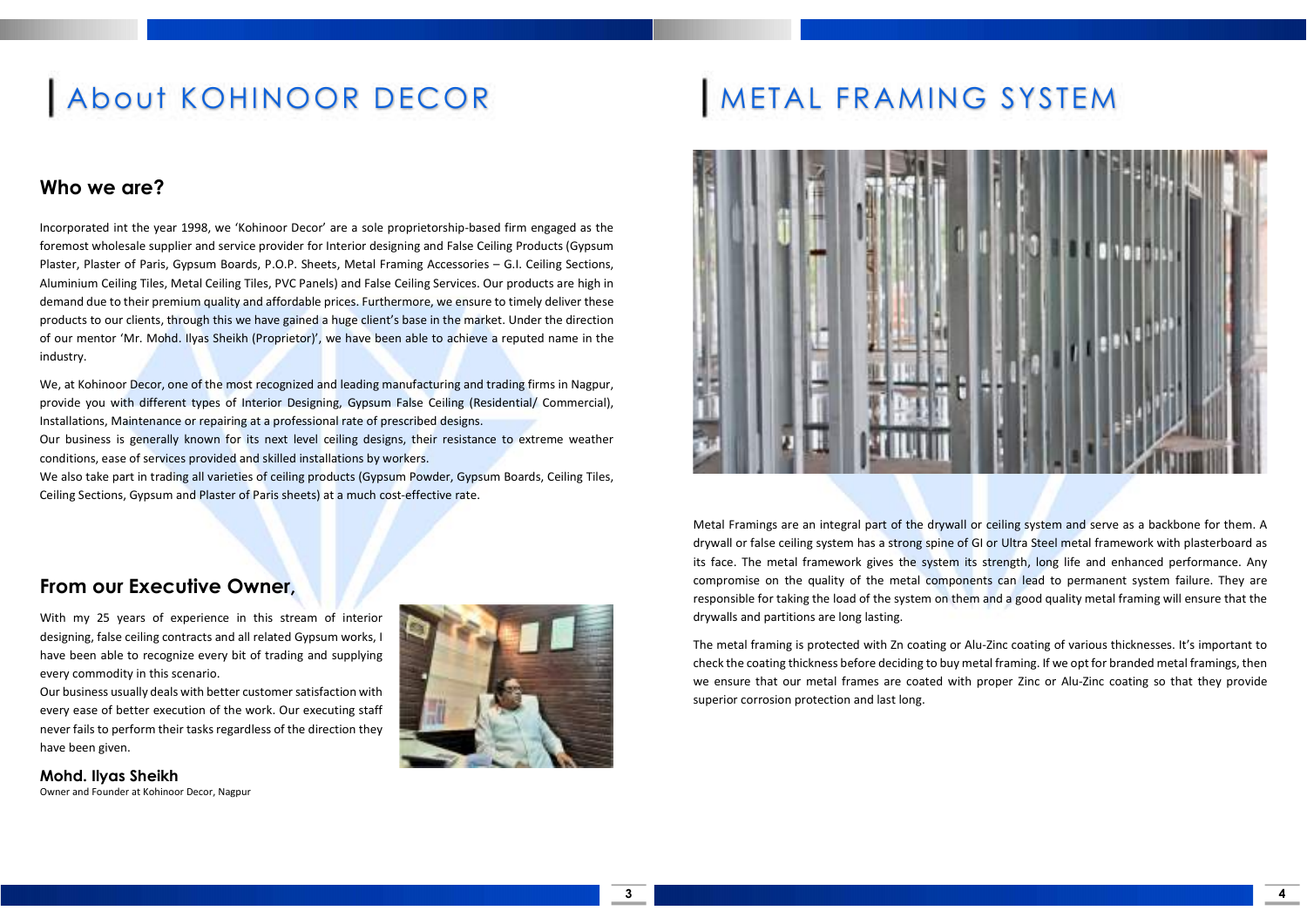# About KOHINOOR DECOR

## Who we are?

Incorporated int the year 1998, we 'Kohinoor Decor' are a sole proprietorship-based firm engaged as the foremost wholesale supplier and service provider for Interior designing and False Ceiling Products (Gypsum Plaster, Plaster of Paris, Gypsum Boards, P.O.P. Sheets, Metal Framing Accessories – G.I. Ceiling Sections, Aluminium Ceiling Tiles, Metal Ceiling Tiles, PVC Panels) and False Ceiling Services. Our products are high in demand due to their premium quality and affordable prices. Furthermore, we ensure to timely deliver these products to our clients, through this we have gained a huge client's base in the market. Under the direction of our mentor 'Mr. Mohd. Ilyas Sheikh (Proprietor)', we have been able to achieve a reputed name in the industry.

We, at Kohinoor Decor, one of the most recognized and leading manufacturing and trading firms in Nagpur, provide you with different types of Interior Designing, Gypsum False Ceiling (Residential/ Commercial), Installations, Maintenance or repairing at a professional rate of prescribed designs.
Our business is generally known for its next level ceiling designs, their resistance to extreme weather conditions, ease of services provided and skilled installations by workers.
We also take part in trading all varieties of ceiling products (Gypsum Powder, Gypsum Boards, Ceiling Tiles, Ceiling Sections, Gypsum and Plaster of Paris sheets) at a much cost-effective rate.

## From our Executive Owner,

With my 25 years of experience in this stream of interior designing, false ceiling contracts and all related Gypsum works, I have been able to recognize every bit of trading and supplying every commodity in this scenario.
Our business usually deals with better customer satisfaction with every ease of better execution of the work. Our executing staff never fails to perform their tasks regardless of the direction they have been given.

**Mohd. Ilyas Sheikh**
Owner and Founder at Kohinoor Decor, Nagpur

# METAL FRAMING SYSTEM

Metal Framings are an integral part of the drywall or ceiling system and serve as a backbone for them. A drywall or false ceiling system has a strong spine of GI or Ultra Steel metal framework with plasterboard as its face. The metal framework gives the system its strength, long life and enhanced performance. Any compromise on the quality of the metal components can lead to permanent system failure. They are responsible for taking the load of the system on them and a good quality metal framing will ensure that the drywalls and partitions are long lasting.

The metal framing is protected with Zn coating or Alu-Zinc coating of various thicknesses. It's important to check the coating thickness before deciding to buy metal framing. If we opt for branded metal framings, then we ensure that our metal frames are coated with proper Zinc or Alu-Zinc coating so that they provide superior corrosion protection and last long.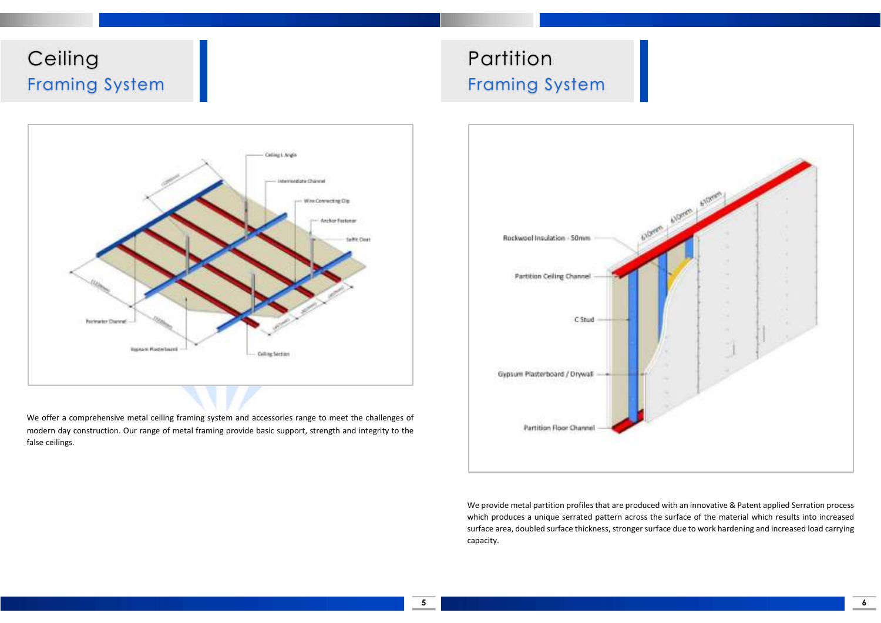# Ceiling
## Framing System

We offer a comprehensive metal ceiling framing system and accessories range to meet the challenges of modern day construction. Our range of metal framing provide basic support, strength and integrity to the false ceilings.

# Partition
## Framing System

We provide metal partition profiles that are produced with an innovative & Patent applied Serration process which produces a unique serrated pattern across the surface of the material which results into increased surface area, doubled surface thickness, stronger surface due to work hardening and increased load carrying capacity.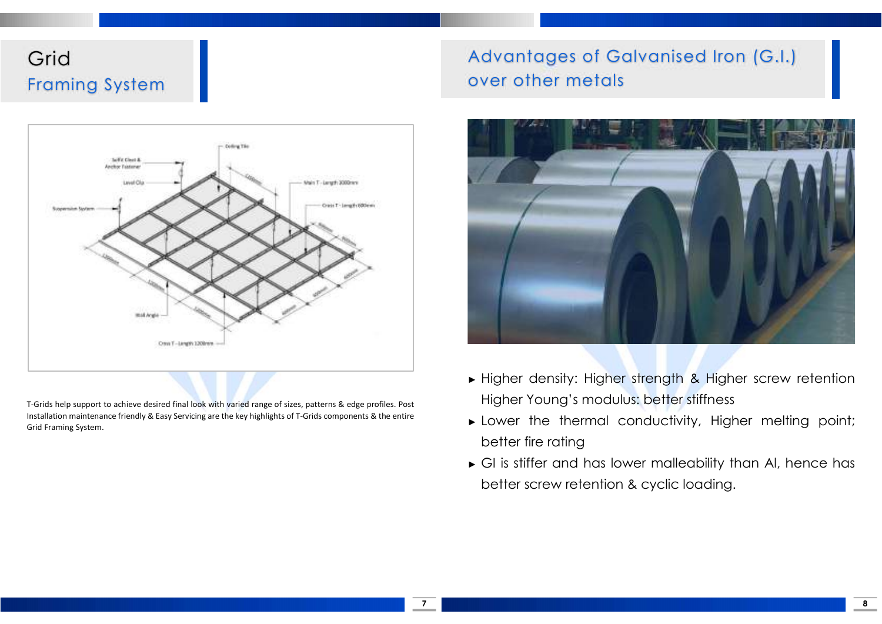# Grid Framing System

T-Grids help support to achieve desired final look with varied range of sizes, patterns & edge profiles. Post Installation maintenance friendly & Easy Servicing are the key highlights of T-Grids components & the entire Grid Framing System.

# Advantages of Galvanised Iron (G.I.) over other metals

- Higher density: Higher strength & Higher screw retention Higher Young's modulus: better stiffness
- Lower the thermal conductivity, Higher melting point; better fire rating
- GI is stiffer and has lower malleability than Al, hence has better screw retention & cyclic loading.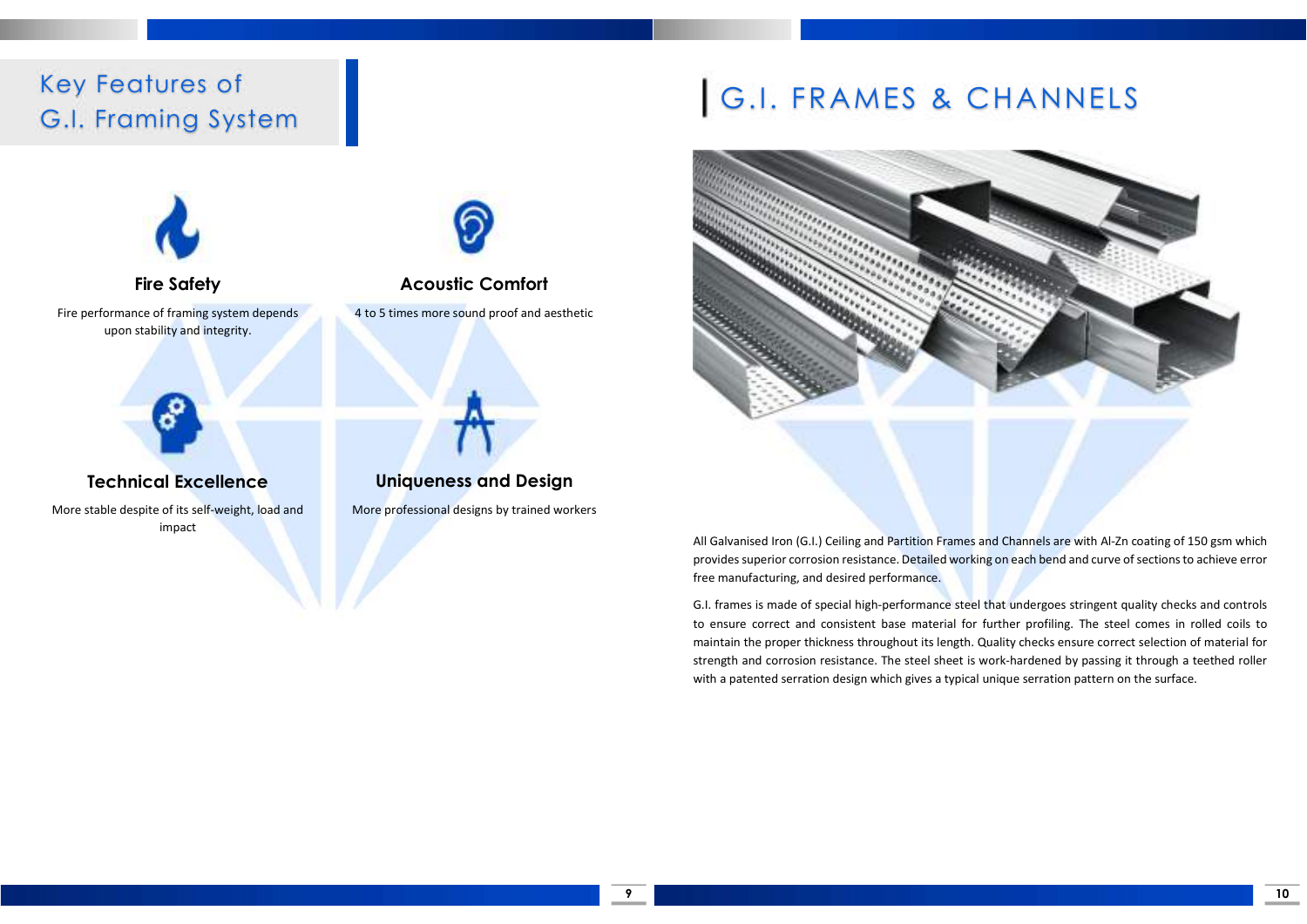## Key Features of G.I. Framing System

### Fire Safety

Fire performance of framing system depends upon stability and integrity.

### Acoustic Comfort

4 to 5 times more sound proof and aesthetic

### Technical Excellence

More stable despite of its self-weight, load and impact

### Uniqueness and Design

More professional designs by trained workers

## G.I. FRAMES & CHANNELS

All Galvanised Iron (G.I.) Ceiling and Partition Frames and Channels are with Al-Zn coating of 150 gsm which provides superior corrosion resistance. Detailed working on each bend and curve of sections to achieve error free manufacturing, and desired performance.

G.I. frames is made of special high-performance steel that undergoes stringent quality checks and controls to ensure correct and consistent base material for further profiling. The steel comes in rolled coils to maintain the proper thickness throughout its length. Quality checks ensure correct selection of material for strength and corrosion resistance. The steel sheet is work-hardened by passing it through a teethed roller with a patented serration design which gives a typical unique serration pattern on the surface.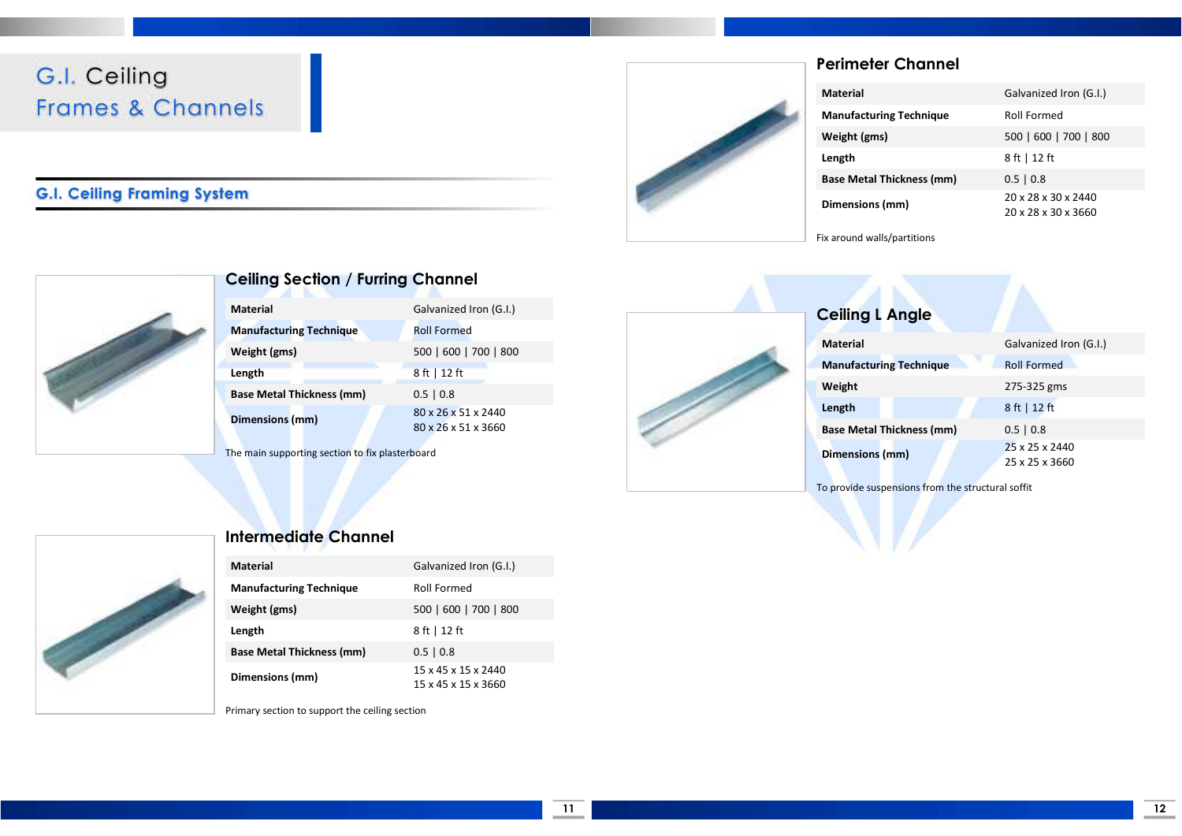# G.I. Ceiling Frames & Channels

## G.I. Ceiling Framing System

### Ceiling Section / Furring Channel

| **Material** | Galvanized Iron (G.I.) |
|---|---|
| **Manufacturing Technique** | Roll Formed |
| **Weight (gms)** | 500 \| 600 \| 700 \| 800 |
| **Length** | 8 ft \| 12 ft |
| **Base Metal Thickness (mm)** | 0.5 \| 0.8 |
| **Dimensions (mm)** | 80 x 26 x 51 x 2440<br>80 x 26 x 51 x 3660 |

The main supporting section to fix plasterboard

### Intermediate Channel

| **Material** | Galvanized Iron (G.I.) |
|---|---|
| **Manufacturing Technique** | Roll Formed |
| **Weight (gms)** | 500 \| 600 \| 700 \| 800 |
| **Length** | 8 ft \| 12 ft |
| **Base Metal Thickness (mm)** | 0.5 \| 0.8 |
| **Dimensions (mm)** | 15 x 45 x 15 x 2440<br>15 x 45 x 15 x 3660 |

Primary section to support the ceiling section

### Perimeter Channel

| **Material** | Galvanized Iron (G.I.) |
|---|---|
| **Manufacturing Technique** | Roll Formed |
| **Weight (gms)** | 500 \| 600 \| 700 \| 800 |
| **Length** | 8 ft \| 12 ft |
| **Base Metal Thickness (mm)** | 0.5 \| 0.8 |
| **Dimensions (mm)** | 20 x 28 x 30 x 2440<br>20 x 28 x 30 x 3660 |

Fix around walls/partitions

### Ceiling L Angle

| **Material** | Galvanized Iron (G.I.) |
|---|---|
| **Manufacturing Technique** | Roll Formed |
| **Weight** | 275-325 gms |
| **Length** | 8 ft \| 12 ft |
| **Base Metal Thickness (mm)** | 0.5 \| 0.8 |
| **Dimensions (mm)** | 25 x 25 x 2440<br>25 x 25 x 3660 |

To provide suspensions from the structural soffit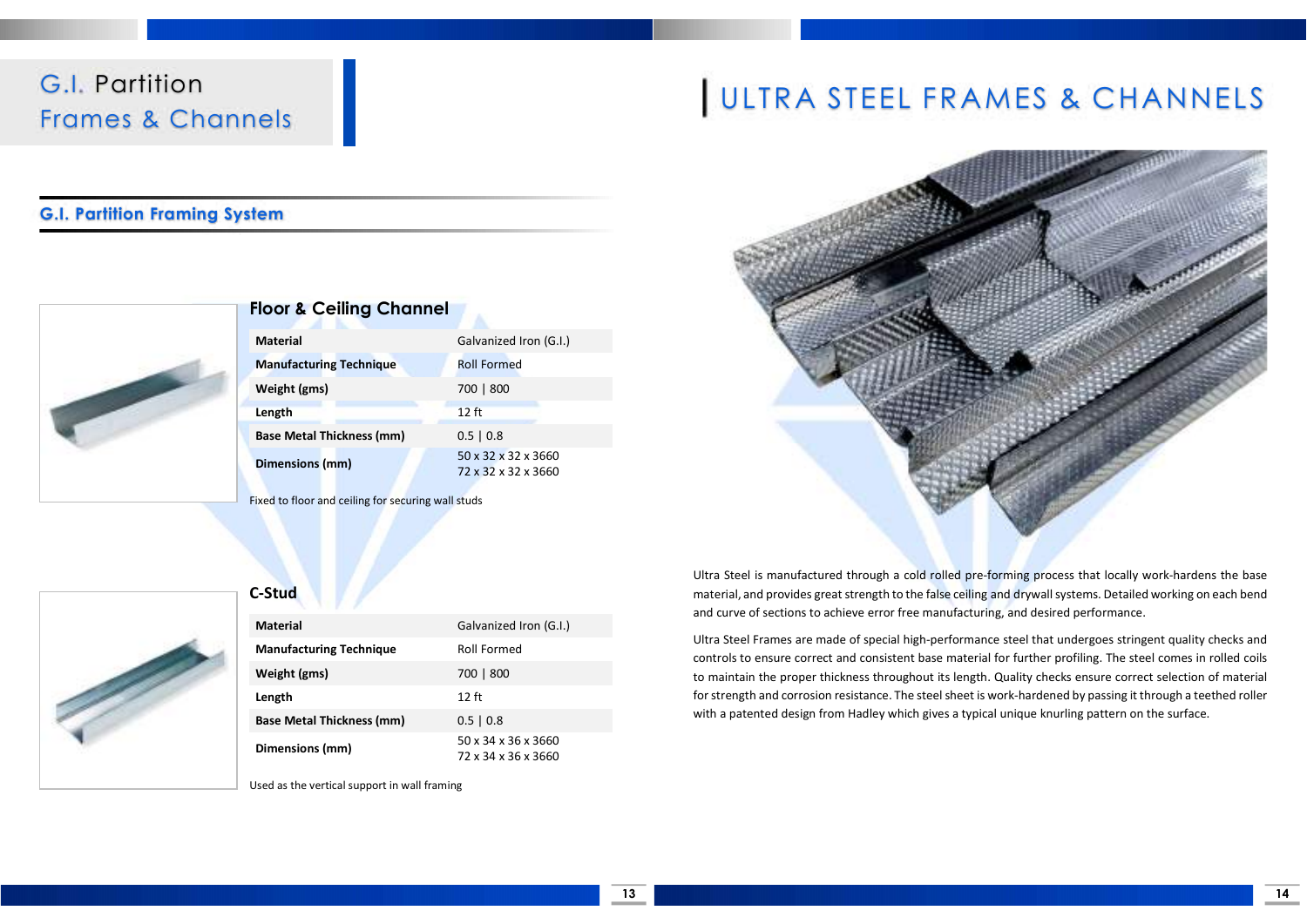# G.I. Partition Frames & Channels

## G.I. Partition Framing System

### Floor & Ceiling Channel

| | |
|---|---|
| **Material** | Galvanized Iron (G.I.) |
| **Manufacturing Technique** | Roll Formed |
| **Weight (gms)** | 700 \| 800 |
| **Length** | 12 ft |
| **Base Metal Thickness (mm)** | 0.5 \| 0.8 |
| **Dimensions (mm)** | 50 x 32 x 32 x 3660<br>72 x 32 x 32 x 3660 |

Fixed to floor and ceiling for securing wall studs

### C-Stud

| | |
|---|---|
| **Material** | Galvanized Iron (G.I.) |
| **Manufacturing Technique** | Roll Formed |
| **Weight (gms)** | 700 \| 800 |
| **Length** | 12 ft |
| **Base Metal Thickness (mm)** | 0.5 \| 0.8 |
| **Dimensions (mm)** | 50 x 34 x 36 x 3660<br>72 x 34 x 36 x 3660 |

Used as the vertical support in wall framing

# ULTRA STEEL FRAMES & CHANNELS

Ultra Steel is manufactured through a cold rolled pre-forming process that locally work-hardens the base material, and provides great strength to the false ceiling and drywall systems. Detailed working on each bend and curve of sections to achieve error free manufacturing, and desired performance.

Ultra Steel Frames are made of special high-performance steel that undergoes stringent quality checks and controls to ensure correct and consistent base material for further profiling. The steel comes in rolled coils to maintain the proper thickness throughout its length. Quality checks ensure correct selection of material for strength and corrosion resistance. The steel sheet is work-hardened by passing it through a teethed roller with a patented design from Hadley which gives a typical unique knurling pattern on the surface.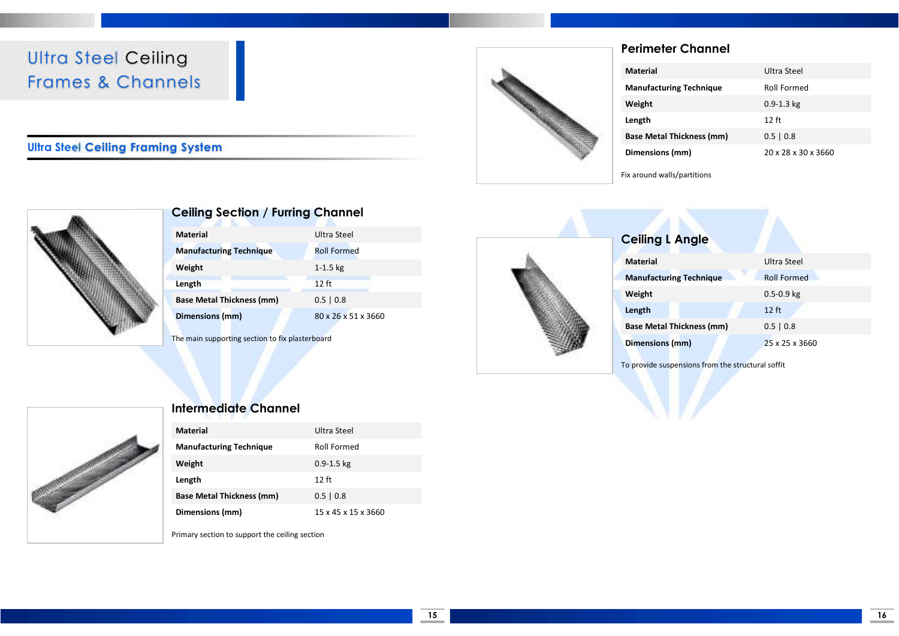# Ultra Steel Ceiling Frames & Channels

## Ultra Steel Ceiling Framing System

### Ceiling Section / Furring Channel

| | |
|---|---|
| **Material** | Ultra Steel |
| **Manufacturing Technique** | Roll Formed |
| **Weight** | 1-1.5 kg |
| **Length** | 12 ft |
| **Base Metal Thickness (mm)** | 0.5 \| 0.8 |
| **Dimensions (mm)** | 80 x 26 x 51 x 3660 |

The main supporting section to fix plasterboard

### Intermediate Channel

| | |
|---|---|
| **Material** | Ultra Steel |
| **Manufacturing Technique** | Roll Formed |
| **Weight** | 0.9-1.5 kg |
| **Length** | 12 ft |
| **Base Metal Thickness (mm)** | 0.5 \| 0.8 |
| **Dimensions (mm)** | 15 x 45 x 15 x 3660 |

Primary section to support the ceiling section

### Perimeter Channel

| | |
|---|---|
| **Material** | Ultra Steel |
| **Manufacturing Technique** | Roll Formed |
| **Weight** | 0.9-1.3 kg |
| **Length** | 12 ft |
| **Base Metal Thickness (mm)** | 0.5 \| 0.8 |
| **Dimensions (mm)** | 20 x 28 x 30 x 3660 |

Fix around walls/partitions

### Ceiling L Angle

| | |
|---|---|
| **Material** | Ultra Steel |
| **Manufacturing Technique** | Roll Formed |
| **Weight** | 0.5-0.9 kg |
| **Length** | 12 ft |
| **Base Metal Thickness (mm)** | 0.5 \| 0.8 |
| **Dimensions (mm)** | 25 x 25 x 3660 |

To provide suspensions from the structural soffit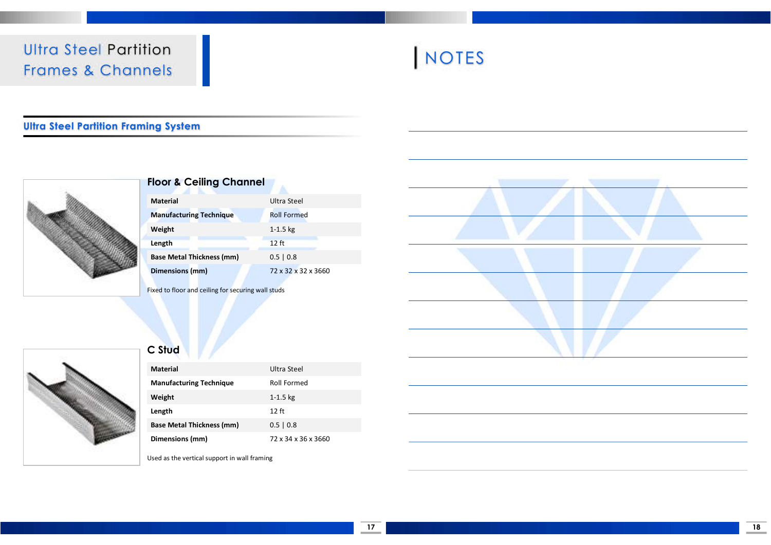# Ultra Steel Partition Frames & Channels

## Ultra Steel Partition Framing System

### Floor & Ceiling Channel

| | |
|---|---|
| **Material** | Ultra Steel |
| **Manufacturing Technique** | Roll Formed |
| **Weight** | 1-1.5 kg |
| **Length** | 12 ft |
| **Base Metal Thickness (mm)** | 0.5 \| 0.8 |
| **Dimensions (mm)** | 72 x 32 x 32 x 3660 |

Fixed to floor and ceiling for securing wall studs

### C Stud

| | |
|---|---|
| **Material** | Ultra Steel |
| **Manufacturing Technique** | Roll Formed |
| **Weight** | 1-1.5 kg |
| **Length** | 12 ft |
| **Base Metal Thickness (mm)** | 0.5 \| 0.8 |
| **Dimensions (mm)** | 72 x 34 x 36 x 3660 |

Used as the vertical support in wall framing

# NOTES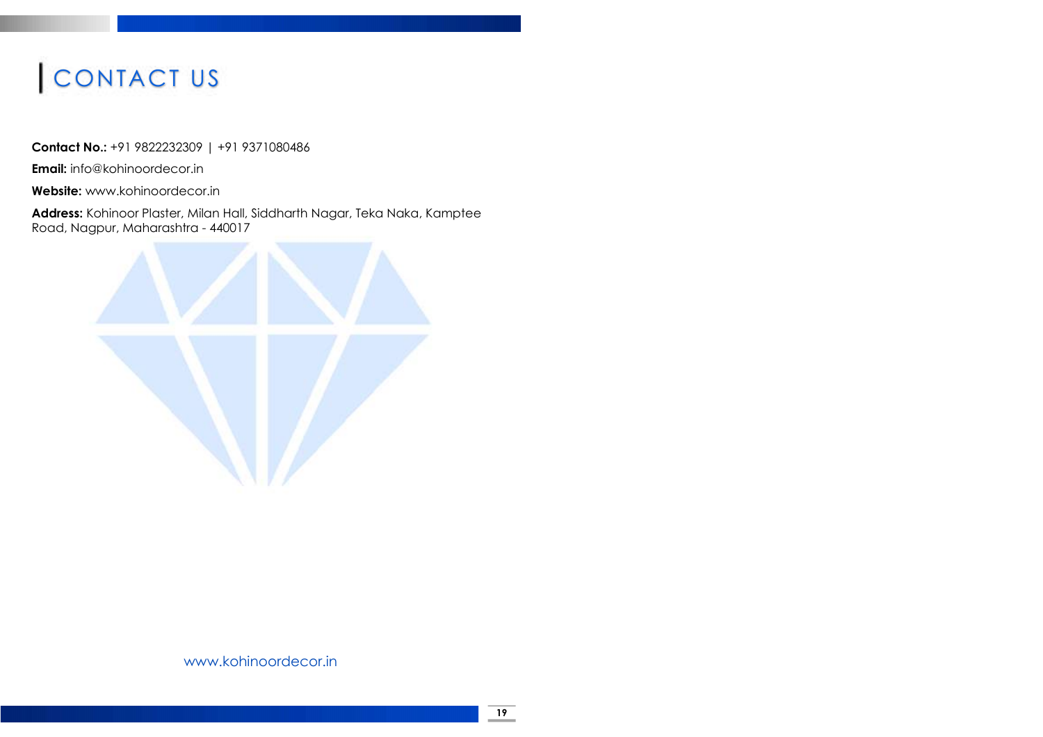# CONTACT US

**Contact No.:** +91 9822232309 | +91 9371080486

**Email:** info@kohinoordecor.in

**Website:** www.kohinoordecor.in

**Address:** Kohinoor Plaster, Milan Hall, Siddharth Nagar, Teka Naka, Kamptee Road, Nagpur, Maharashtra - 440017